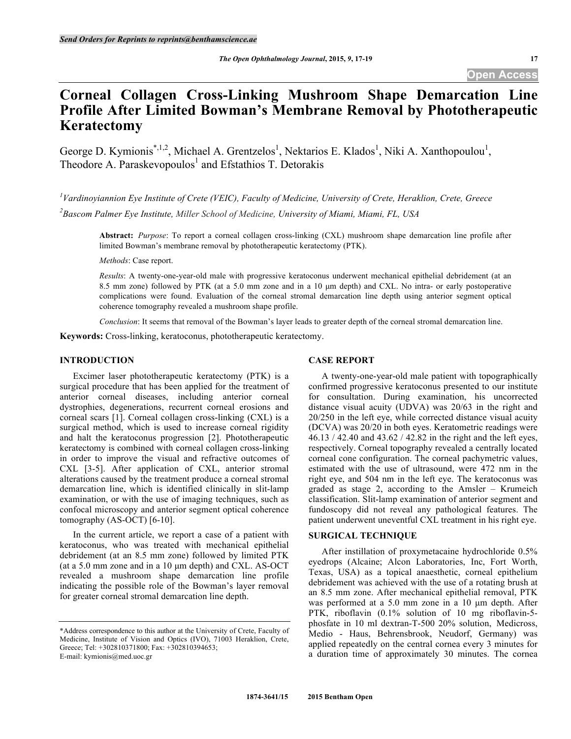# Corneal Collagen Cross-Linking Mushroom Shape Demarcation Line Profile After Limited Bowman's Membrane Removal by Phototherapeutic Keratectomy

George D. Kymionis[*,1,2], Michael A. Grentzelos[1], Nektarios E. Klados[1], Niki A. Xanthopoulou[1], Theodore A. Paraskevopoulos[1] and Efstathios T. Detorakis

[1]*Vardinoyiannion Eye Institute of Crete (VEIC), Faculty of Medicine, University of Crete, Heraklion, Crete, Greece*

[2]*Bascom Palmer Eye Institute, Miller School of Medicine, University of Miami, Miami, FL, USA*

**Abstract:** *Purpose*: To report a corneal collagen cross-linking (CXL) mushroom shape demarcation line profile after limited Bowman's membrane removal by phototherapeutic keratectomy (PTK).

*Methods*: Case report.

*Results*: A twenty-one-year-old male with progressive keratoconus underwent mechanical epithelial debridement (at an 8.5 mm zone) followed by PTK (at a 5.0 mm zone and in a 10 μm depth) and CXL. No intra- or early postoperative complications were found. Evaluation of the corneal stromal demarcation line depth using anterior segment optical coherence tomography revealed a mushroom shape profile.

*Conclusion*: It seems that removal of the Bowman's layer leads to greater depth of the corneal stromal demarcation line.

**Keywords:** Cross-linking, keratoconus, phototherapeutic keratectomy.

## INTRODUCTION

Excimer laser phototherapeutic keratectomy (PTK) is a surgical procedure that has been applied for the treatment of anterior corneal diseases, including anterior corneal dystrophies, degenerations, recurrent corneal erosions and corneal scars [1]. Corneal collagen cross-linking (CXL) is a surgical method, which is used to increase corneal rigidity and halt the keratoconus progression [2]. Phototherapeutic keratectomy is combined with corneal collagen cross-linking in order to improve the visual and refractive outcomes of CXL [3-5]. After application of CXL, anterior stromal alterations caused by the treatment produce a corneal stromal demarcation line, which is identified clinically in slit-lamp examination, or with the use of imaging techniques, such as confocal microscopy and anterior segment optical coherence tomography (AS-OCT) [6-10].

In the current article, we report a case of a patient with keratoconus, who was treated with mechanical epithelial debridement (at an 8.5 mm zone) followed by limited PTK (at a 5.0 mm zone and in a 10 μm depth) and CXL. AS-OCT revealed a mushroom shape demarcation line profile indicating the possible role of the Bowman's layer removal for greater corneal stromal demarcation line depth.

*Address correspondence to this author at the University of Crete, Faculty of Medicine, Institute of Vision and Optics (IVO), 71003 Heraklion, Crete, Greece; Tel: +302810371800; Fax: +302810394653;
E-mail: kymionis@med.uoc.gr

## CASE REPORT

A twenty-one-year-old male patient with topographically confirmed progressive keratoconus presented to our institute for consultation. During examination, his uncorrected distance visual acuity (UDVA) was 20/63 in the right and 20/250 in the left eye, while corrected distance visual acuity (DCVA) was 20/20 in both eyes. Keratometric readings were 46.13 / 42.40 and 43.62 / 42.82 in the right and the left eyes, respectively. Corneal topography revealed a centrally located corneal cone configuration. The corneal pachymetric values, estimated with the use of ultrasound, were 472 nm in the right eye, and 504 nm in the left eye. The keratoconus was graded as stage 2, according to the Amsler – Krumeich classification. Slit-lamp examination of anterior segment and fundoscopy did not reveal any pathological features. The patient underwent uneventful CXL treatment in his right eye.

## SURGICAL TECHNIQUE

After instillation of proxymetacaine hydrochloride 0.5% eyedrops (Alcaine; Alcon Laboratories, Inc, Fort Worth, Texas, USA) as a topical anaesthetic, corneal epithelium debridement was achieved with the use of a rotating brush at an 8.5 mm zone. After mechanical epithelial removal, PTK was performed at a 5.0 mm zone in a 10 μm depth. After PTK, riboflavin (0.1% solution of 10 mg riboflavin-5-phosfate in 10 ml dextran-T-500 20% solution, Medicross, Medio - Haus, Behrensbrook, Neudorf, Germany) was applied repeatedly on the central cornea every 3 minutes for a duration time of approximately 30 minutes. The cornea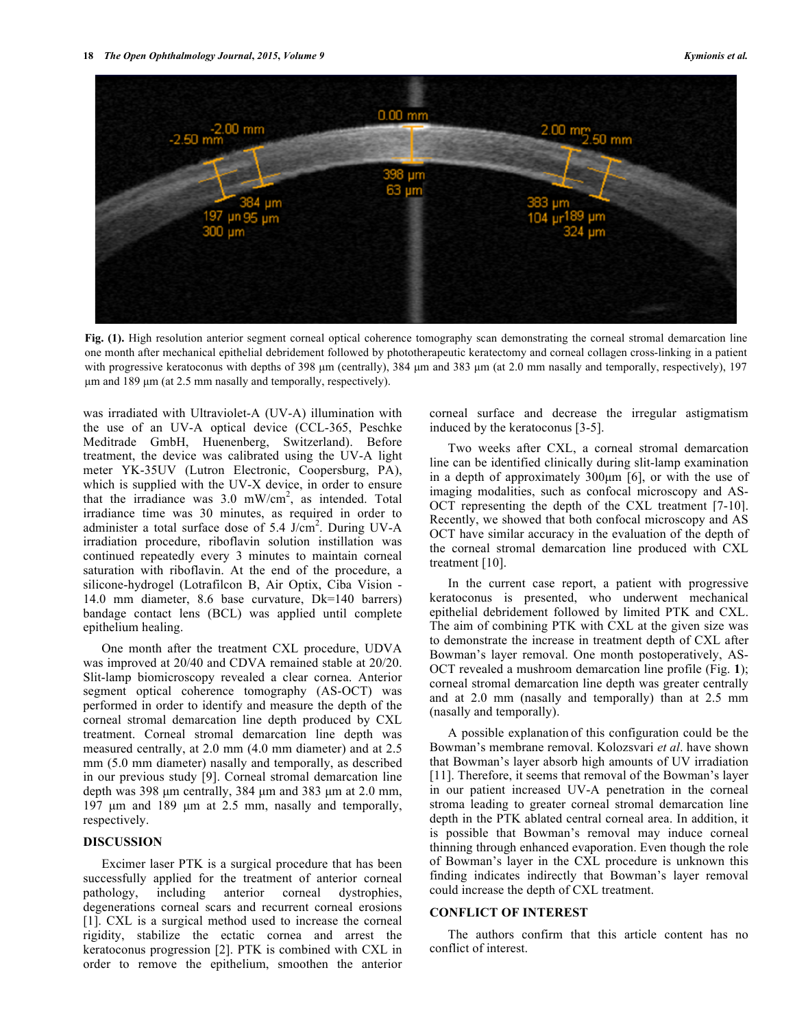Fig. (1). High resolution anterior segment corneal optical coherence tomography scan demonstrating the corneal stromal demarcation line one month after mechanical epithelial debridement followed by phototherapeutic keratectomy and corneal collagen cross-linking in a patient with progressive keratoconus with depths of 398 µm (centrally), 384 µm and 383 µm (at 2.0 mm nasally and temporally, respectively), 197 µm and 189 µm (at 2.5 mm nasally and temporally, respectively).

was irradiated with Ultraviolet-A (UV-A) illumination with the use of an UV-A optical device (CCL-365, Peschke Meditrade GmbH, Huenenberg, Switzerland). Before treatment, the device was calibrated using the UV-A light meter YK-35UV (Lutron Electronic, Coopersburg, PA), which is supplied with the UV-X device, in order to ensure that the irradiance was 3.0 mW/cm$^2$, as intended. Total irradiance time was 30 minutes, as required in order to administer a total surface dose of 5.4 J/cm$^2$. During UV-A irradiation procedure, riboflavin solution instillation was continued repeatedly every 3 minutes to maintain corneal saturation with riboflavin. At the end of the procedure, a silicone-hydrogel (Lotrafilcon B, Air Optix, Ciba Vision - 14.0 mm diameter, 8.6 base curvature, Dk=140 barrers) bandage contact lens (BCL) was applied until complete epithelium healing.

One month after the treatment CXL procedure, UDVA was improved at 20/40 and CDVA remained stable at 20/20. Slit-lamp biomicroscopy revealed a clear cornea. Anterior segment optical coherence tomography (AS-OCT) was performed in order to identify and measure the depth of the corneal stromal demarcation line depth produced by CXL treatment. Corneal stromal demarcation line depth was measured centrally, at 2.0 mm (4.0 mm diameter) and at 2.5 mm (5.0 mm diameter) nasally and temporally, as described in our previous study [9]. Corneal stromal demarcation line depth was 398 µm centrally, 384 µm and 383 µm at 2.0 mm, 197 µm and 189 µm at 2.5 mm, nasally and temporally, respectively.

## DISCUSSION

Excimer laser PTK is a surgical procedure that has been successfully applied for the treatment of anterior corneal pathology, including anterior corneal dystrophies, degenerations corneal scars and recurrent corneal erosions [1]. CXL is a surgical method used to increase the corneal rigidity, stabilize the ectatic cornea and arrest the keratoconus progression [2]. PTK is combined with CXL in order to remove the epithelium, smoothen the anterior corneal surface and decrease the irregular astigmatism induced by the keratoconus [3-5].

Two weeks after CXL, a corneal stromal demarcation line can be identified clinically during slit-lamp examination in a depth of approximately 300µm [6], or with the use of imaging modalities, such as confocal microscopy and AS-OCT representing the depth of the CXL treatment [7-10]. Recently, we showed that both confocal microscopy and AS OCT have similar accuracy in the evaluation of the depth of the corneal stromal demarcation line produced with CXL treatment [10].

In the current case report, a patient with progressive keratoconus is presented, who underwent mechanical epithelial debridement followed by limited PTK and CXL. The aim of combining PTK with CXL at the given size was to demonstrate the increase in treatment depth of CXL after Bowman's layer removal. One month postoperatively, AS-OCT revealed a mushroom demarcation line profile (Fig. **1**); corneal stromal demarcation line depth was greater centrally and at 2.0 mm (nasally and temporally) than at 2.5 mm (nasally and temporally).

A possible explanation of this configuration could be the Bowman's membrane removal. Kolozsvari *et al*. have shown that Bowman's layer absorb high amounts of UV irradiation [11]. Therefore, it seems that removal of the Bowman's layer in our patient increased UV-A penetration in the corneal stroma leading to greater corneal stromal demarcation line depth in the PTK ablated central corneal area. In addition, it is possible that Bowman's removal may induce corneal thinning through enhanced evaporation. Even though the role of Bowman's layer in the CXL procedure is unknown this finding indicates indirectly that Bowman's layer removal could increase the depth of CXL treatment.

## CONFLICT OF INTEREST

The authors confirm that this article content has no conflict of interest.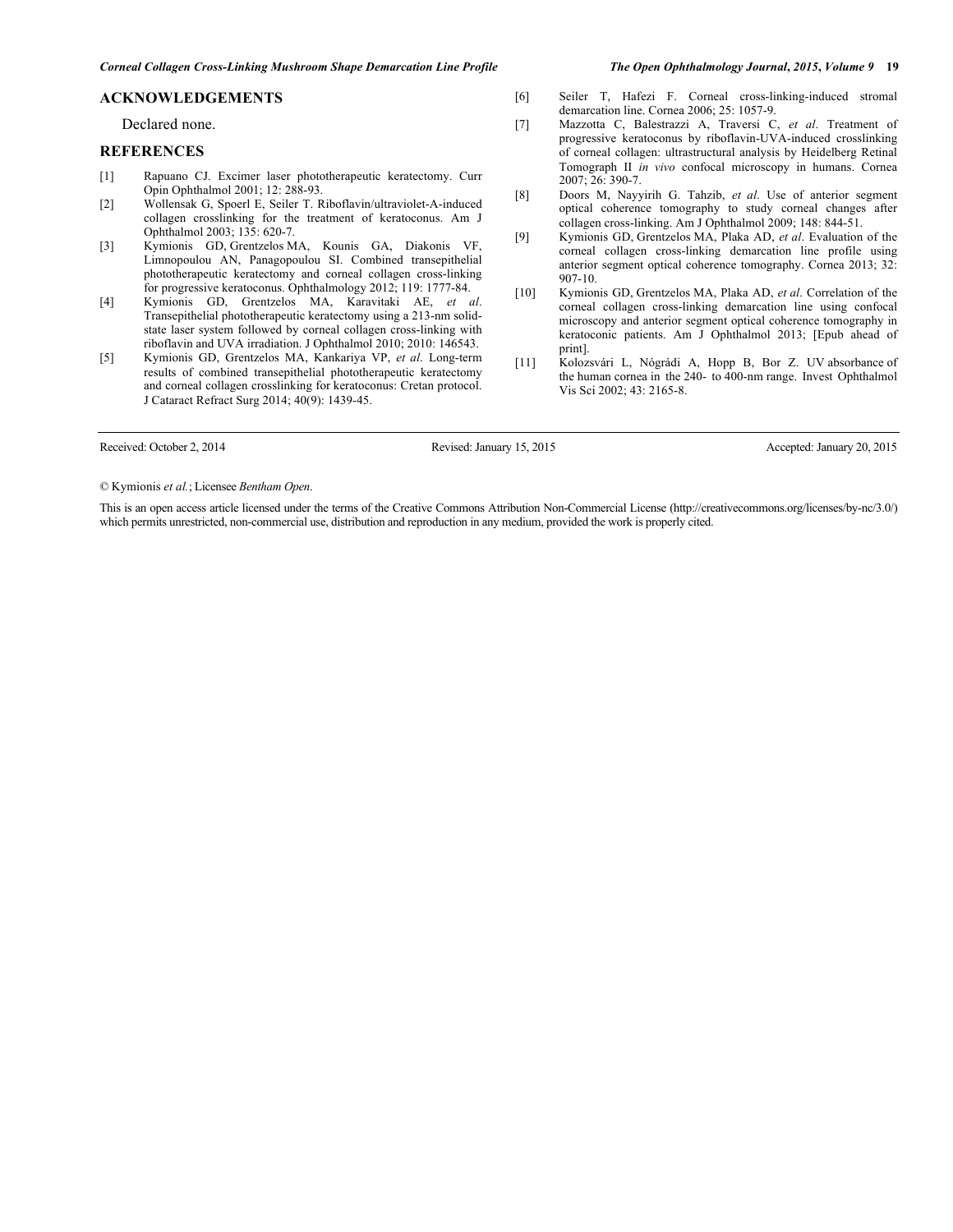## ACKNOWLEDGEMENTS

Declared none.

## REFERENCES

[1] Rapuano CJ. Excimer laser phototherapeutic keratectomy. Curr Opin Ophthalmol 2001; 12: 288-93.

[2] Wollensak G, Spoerl E, Seiler T. Riboflavin/ultraviolet-A-induced collagen crosslinking for the treatment of keratoconus. Am J Ophthalmol 2003; 135: 620-7.

[3] Kymionis GD, Grentzelos MA, Kounis GA, Diakonis VF, Limnopoulou AN, Panagopoulou SI. Combined transepithelial phototherapeutic keratectomy and corneal collagen cross-linking for progressive keratoconus. Ophthalmology 2012; 119: 1777-84.

[4] Kymionis GD, Grentzelos MA, Karavitaki AE, *et al*. Transepithelial phototherapeutic keratectomy using a 213-nm solid-state laser system followed by corneal collagen cross-linking with riboflavin and UVA irradiation. J Ophthalmol 2010; 2010: 146543.

[5] Kymionis GD, Grentzelos MA, Kankariya VP, *et al*. Long-term results of combined transepithelial phototherapeutic keratectomy and corneal collagen crosslinking for keratoconus: Cretan protocol. J Cataract Refract Surg 2014; 40(9): 1439-45.

[6] Seiler T, Hafezi F. Corneal cross-linking-induced stromal demarcation line. Cornea 2006; 25: 1057-9.

[7] Mazzotta C, Balestrazzi A, Traversi C, *et al*. Treatment of progressive keratoconus by riboflavin-UVA-induced crosslinking of corneal collagen: ultrastructural analysis by Heidelberg Retinal Tomograph II *in vivo* confocal microscopy in humans. Cornea 2007; 26: 390-7.

[8] Doors M, Nayyirih G. Tahzib, *et al*. Use of anterior segment optical coherence tomography to study corneal changes after collagen cross-linking. Am J Ophthalmol 2009; 148: 844-51.

[9] Kymionis GD, Grentzelos MA, Plaka AD, *et al*. Evaluation of the corneal collagen cross-linking demarcation line profile using anterior segment optical coherence tomography. Cornea 2013; 32: 907-10.

[10] Kymionis GD, Grentzelos MA, Plaka AD, *et al*. Correlation of the corneal collagen cross-linking demarcation line using confocal microscopy and anterior segment optical coherence tomography in keratoconic patients. Am J Ophthalmol 2013; [Epub ahead of print].

[11] Kolozsvári L, Nógrádi A, Hopp B, Bor Z. UV absorbance of the human cornea in the 240- to 400-nm range. Invest Ophthalmol Vis Sci 2002; 43: 2165-8.

Received: October 2, 2014 Revised: January 15, 2015 Accepted: January 20, 2015

© Kymionis *et al.*; Licensee *Bentham Open*.

This is an open access article licensed under the terms of the Creative Commons Attribution Non-Commercial License (http://creativecommons.org/licenses/by-nc/3.0/) which permits unrestricted, non-commercial use, distribution and reproduction in any medium, provided the work is properly cited.